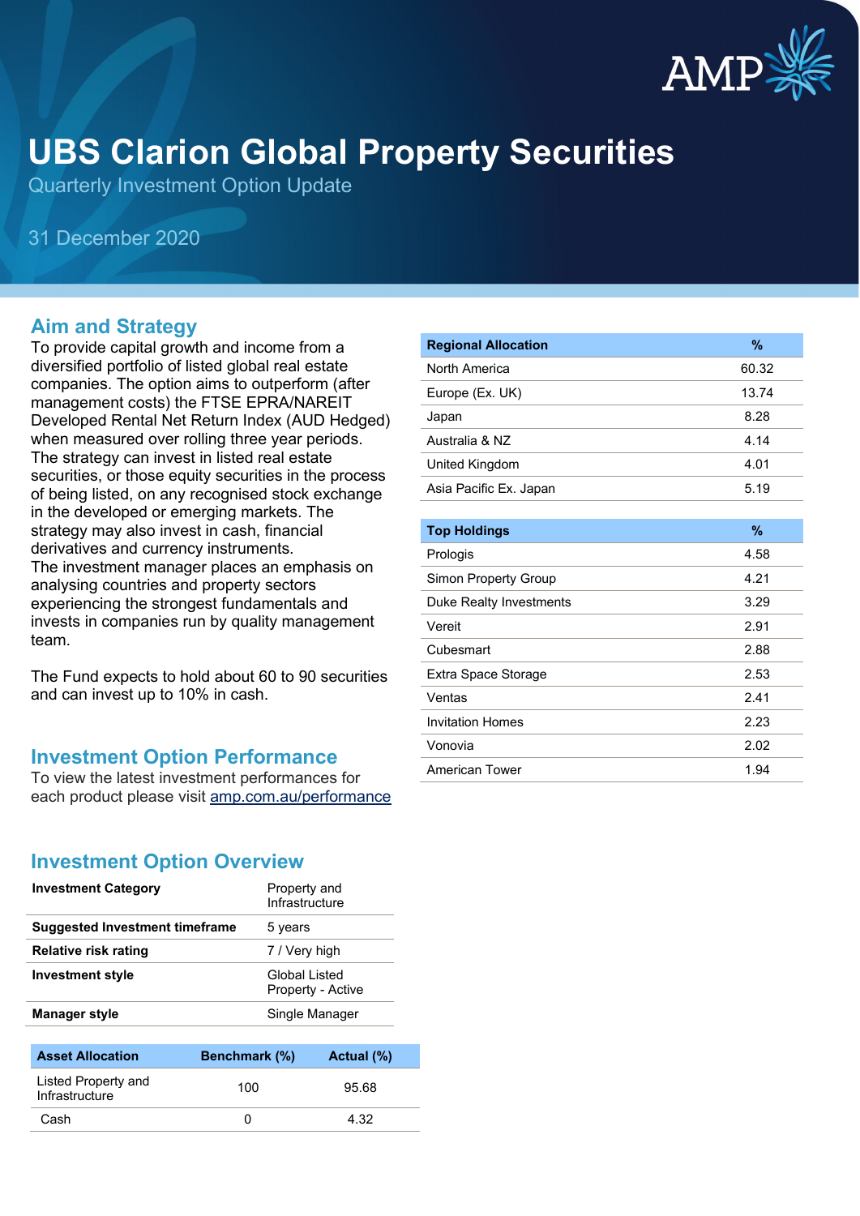# UBS Clarion Global Property Securities

Quarterly Investment Option Update

31 December 2020

## Aim and Strategy

To provide capital growth and income from a diversified portfolio of listed global real estate companies. The option aims to outperform (after management costs) the FTSE EPRA/NAREIT Developed Rental Net Return Index (AUD Hedged) when measured over rolling three year periods. The strategy can invest in listed real estate securities, or those equity securities in the process of being listed, on any recognised stock exchange in the developed or emerging markets. The strategy may also invest in cash, financial derivatives and currency instruments.
The investment manager places an emphasis on analysing countries and property sectors experiencing the strongest fundamentals and invests in companies run by quality management team.

The Fund expects to hold about 60 to 90 securities and can invest up to 10% in cash.

## Investment Option Performance

To view the latest investment performances for each product please visit [amp.com.au/performance](amp.com.au/performance)

## Investment Option Overview

| | |
|---|---|
| **Investment Category** | Property and Infrastructure |
| **Suggested Investment timeframe** | 5 years |
| **Relative risk rating** | 7 / Very high |
| **Investment style** | Global Listed Property - Active |
| **Manager style** | Single Manager |

| Asset Allocation | Benchmark (%) | Actual (%) |
|---|---|---|
| Listed Property and Infrastructure | 100 | 95.68 |
| Cash | 0 | 4.32 |

| Regional Allocation | % |
|---|---|
| North America | 60.32 |
| Europe (Ex. UK) | 13.74 |
| Japan | 8.28 |
| Australia & NZ | 4.14 |
| United Kingdom | 4.01 |
| Asia Pacific Ex. Japan | 5.19 |

| Top Holdings | % |
|---|---|
| Prologis | 4.58 |
| Simon Property Group | 4.21 |
| Duke Realty Investments | 3.29 |
| Vereit | 2.91 |
| Cubesmart | 2.88 |
| Extra Space Storage | 2.53 |
| Ventas | 2.41 |
| Invitation Homes | 2.23 |
| Vonovia | 2.02 |
| American Tower | 1.94 |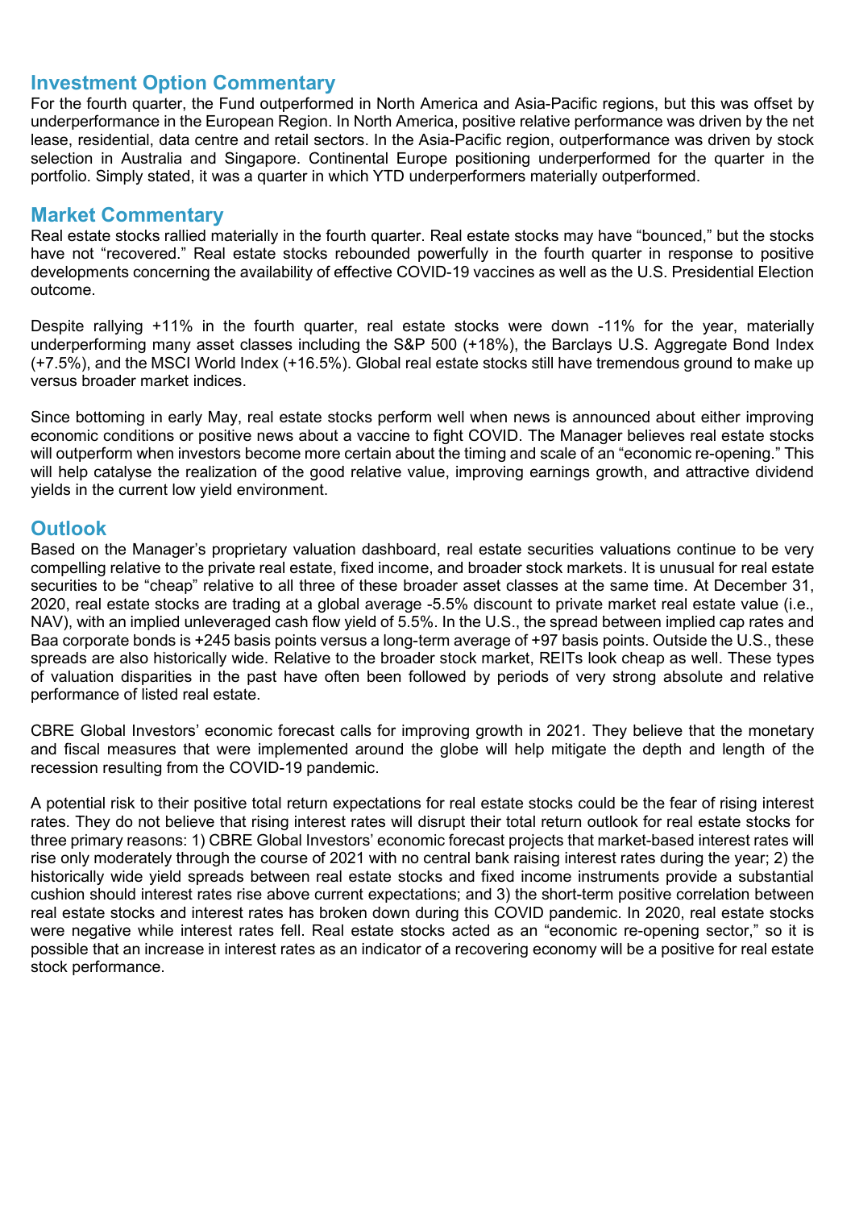## Investment Option Commentary

For the fourth quarter, the Fund outperformed in North America and Asia-Pacific regions, but this was offset by underperformance in the European Region. In North America, positive relative performance was driven by the net lease, residential, data centre and retail sectors. In the Asia-Pacific region, outperformance was driven by stock selection in Australia and Singapore. Continental Europe positioning underperformed for the quarter in the portfolio. Simply stated, it was a quarter in which YTD underperformers materially outperformed.

## Market Commentary

Real estate stocks rallied materially in the fourth quarter. Real estate stocks may have "bounced," but the stocks have not "recovered." Real estate stocks rebounded powerfully in the fourth quarter in response to positive developments concerning the availability of effective COVID-19 vaccines as well as the U.S. Presidential Election outcome.

Despite rallying +11% in the fourth quarter, real estate stocks were down -11% for the year, materially underperforming many asset classes including the S&P 500 (+18%), the Barclays U.S. Aggregate Bond Index (+7.5%), and the MSCI World Index (+16.5%). Global real estate stocks still have tremendous ground to make up versus broader market indices.

Since bottoming in early May, real estate stocks perform well when news is announced about either improving economic conditions or positive news about a vaccine to fight COVID. The Manager believes real estate stocks will outperform when investors become more certain about the timing and scale of an "economic re-opening." This will help catalyse the realization of the good relative value, improving earnings growth, and attractive dividend yields in the current low yield environment.

## Outlook

Based on the Manager's proprietary valuation dashboard, real estate securities valuations continue to be very compelling relative to the private real estate, fixed income, and broader stock markets. It is unusual for real estate securities to be "cheap" relative to all three of these broader asset classes at the same time. At December 31, 2020, real estate stocks are trading at a global average -5.5% discount to private market real estate value (i.e., NAV), with an implied unleveraged cash flow yield of 5.5%. In the U.S., the spread between implied cap rates and Baa corporate bonds is +245 basis points versus a long-term average of +97 basis points. Outside the U.S., these spreads are also historically wide. Relative to the broader stock market, REITs look cheap as well. These types of valuation disparities in the past have often been followed by periods of very strong absolute and relative performance of listed real estate.

CBRE Global Investors' economic forecast calls for improving growth in 2021. They believe that the monetary and fiscal measures that were implemented around the globe will help mitigate the depth and length of the recession resulting from the COVID-19 pandemic.

A potential risk to their positive total return expectations for real estate stocks could be the fear of rising interest rates. They do not believe that rising interest rates will disrupt their total return outlook for real estate stocks for three primary reasons: 1) CBRE Global Investors' economic forecast projects that market-based interest rates will rise only moderately through the course of 2021 with no central bank raising interest rates during the year; 2) the historically wide yield spreads between real estate stocks and fixed income instruments provide a substantial cushion should interest rates rise above current expectations; and 3) the short-term positive correlation between real estate stocks and interest rates has broken down during this COVID pandemic. In 2020, real estate stocks were negative while interest rates fell. Real estate stocks acted as an "economic re-opening sector," so it is possible that an increase in interest rates as an indicator of a recovering economy will be a positive for real estate stock performance.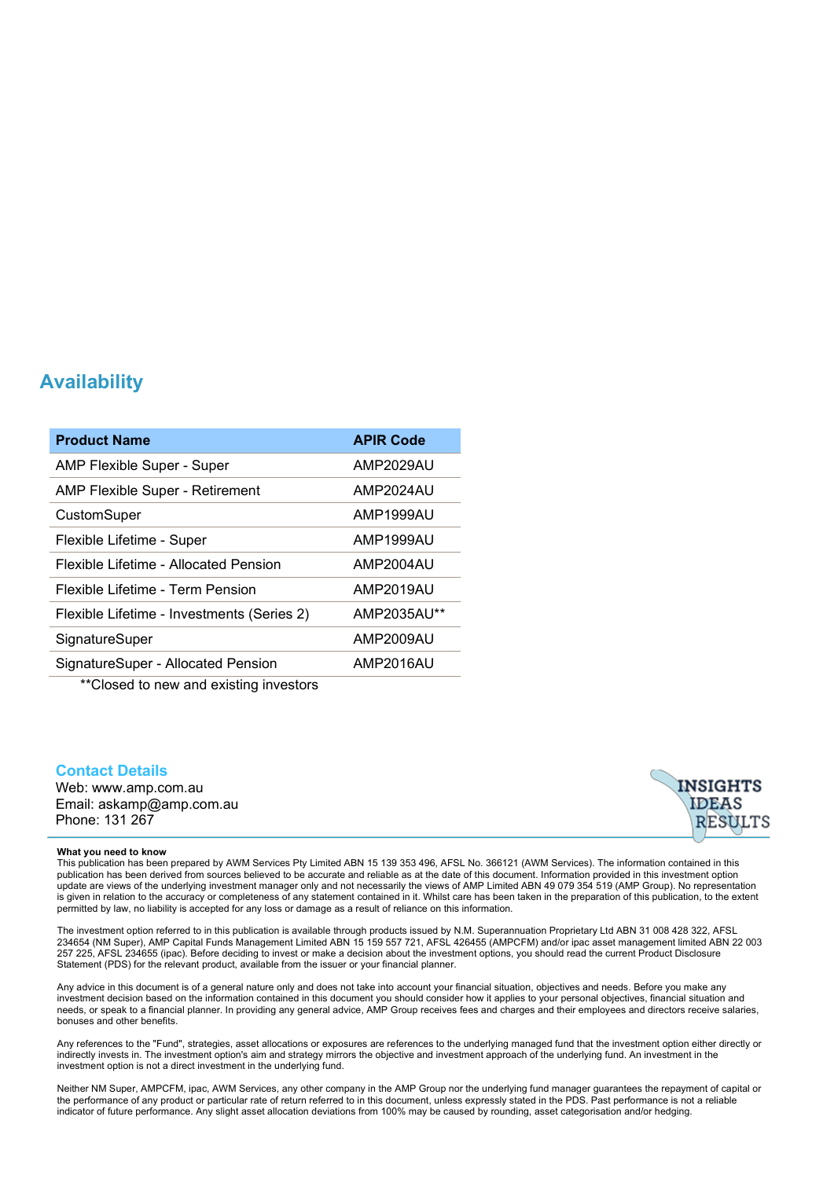## Availability

| Product Name | APIR Code |
|---|---|
| AMP Flexible Super - Super | AMP2029AU |
| AMP Flexible Super - Retirement | AMP2024AU |
| CustomSuper | AMP1999AU |
| Flexible Lifetime - Super | AMP1999AU |
| Flexible Lifetime - Allocated Pension | AMP2004AU |
| Flexible Lifetime - Term Pension | AMP2019AU |
| Flexible Lifetime - Investments (Series 2) | AMP2035AU** |
| SignatureSuper | AMP2009AU |
| SignatureSuper - Allocated Pension | AMP2016AU |

**Closed to new and existing investors

### Contact Details

Web: www.amp.com.au
Email: askamp@amp.com.au
Phone: 131 267

INSIGHTS
IDEAS
RESULTS

**What you need to know**

This publication has been prepared by AWM Services Pty Limited ABN 15 139 353 496, AFSL No. 366121 (AWM Services). The information contained in this publication has been derived from sources believed to be accurate and reliable as at the date of this document. Information provided in this investment option update are views of the underlying investment manager only and not necessarily the views of AMP Limited ABN 49 079 354 519 (AMP Group). No representation is given in relation to the accuracy or completeness of any statement contained in it. Whilst care has been taken in the preparation of this publication, to the extent permitted by law, no liability is accepted for any loss or damage as a result of reliance on this information.

The investment option referred to in this publication is available through products issued by N.M. Superannuation Proprietary Ltd ABN 31 008 428 322, AFSL 234654 (NM Super), AMP Capital Funds Management Limited ABN 15 159 557 721, AFSL 426455 (AMPCFM) and/or ipac asset management limited ABN 22 003 257 225, AFSL 234655 (ipac). Before deciding to invest or make a decision about the investment options, you should read the current Product Disclosure Statement (PDS) for the relevant product, available from the issuer or your financial planner.

Any advice in this document is of a general nature only and does not take into account your financial situation, objectives and needs. Before you make any investment decision based on the information contained in this document you should consider how it applies to your personal objectives, financial situation and needs, or speak to a financial planner. In providing any general advice, AMP Group receives fees and charges and their employees and directors receive salaries, bonuses and other benefits.

Any references to the "Fund", strategies, asset allocations or exposures are references to the underlying managed fund that the investment option either directly or indirectly invests in. The investment option's aim and strategy mirrors the objective and investment approach of the underlying fund. An investment in the investment option is not a direct investment in the underlying fund.

Neither NM Super, AMPCFM, ipac, AWM Services, any other company in the AMP Group nor the underlying fund manager guarantees the repayment of capital or the performance of any product or particular rate of return referred to in this document, unless expressly stated in the PDS. Past performance is not a reliable indicator of future performance. Any slight asset allocation deviations from 100% may be caused by rounding, asset categorisation and/or hedging.